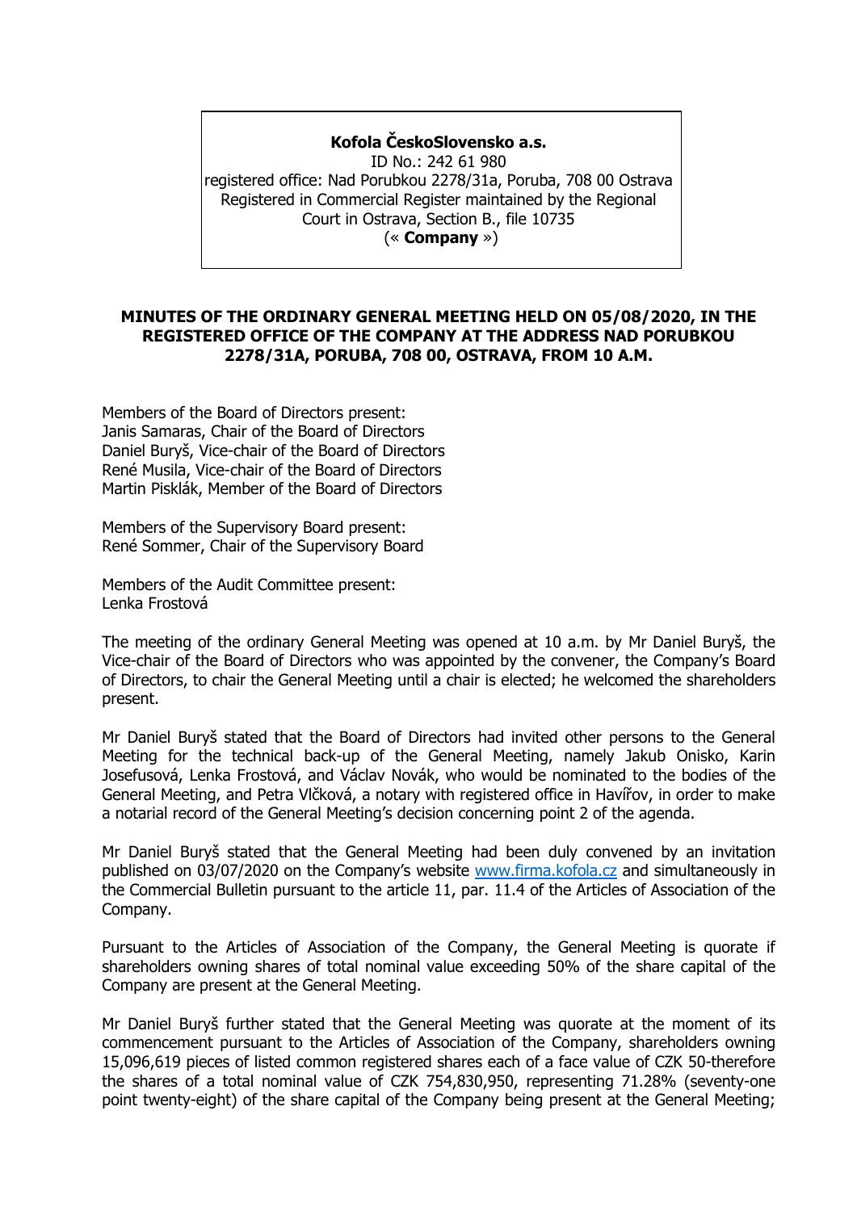**Kofola ČeskoSlovensko a.s.**
ID No.: 242 61 980
registered office: Nad Porubkou 2278/31a, Poruba, 708 00 Ostrava
Registered in Commercial Register maintained by the Regional Court in Ostrava, Section B., file 10735
(« **Company** »)

**MINUTES OF THE ORDINARY GENERAL MEETING HELD ON 05/08/2020, IN THE REGISTERED OFFICE OF THE COMPANY AT THE ADDRESS NAD PORUBKOU 2278/31A, PORUBA, 708 00, OSTRAVA, FROM 10 A.M.**

Members of the Board of Directors present:
Janis Samaras, Chair of the Board of Directors
Daniel Buryš, Vice-chair of the Board of Directors
René Musila, Vice-chair of the Board of Directors
Martin Pisklák, Member of the Board of Directors

Members of the Supervisory Board present:
René Sommer, Chair of the Supervisory Board

Members of the Audit Committee present:
Lenka Frostová

The meeting of the ordinary General Meeting was opened at 10 a.m. by Mr Daniel Buryš, the Vice-chair of the Board of Directors who was appointed by the convener, the Company's Board of Directors, to chair the General Meeting until a chair is elected; he welcomed the shareholders present.

Mr Daniel Buryš stated that the Board of Directors had invited other persons to the General Meeting for the technical back-up of the General Meeting, namely Jakub Onisko, Karin Josefusová, Lenka Frostová, and Václav Novák, who would be nominated to the bodies of the General Meeting, and Petra Vlčková, a notary with registered office in Havířov, in order to make a notarial record of the General Meeting's decision concerning point 2 of the agenda.

Mr Daniel Buryš stated that the General Meeting had been duly convened by an invitation published on 03/07/2020 on the Company's website www.firma.kofola.cz and simultaneously in the Commercial Bulletin pursuant to the article 11, par. 11.4 of the Articles of Association of the Company.

Pursuant to the Articles of Association of the Company, the General Meeting is quorate if shareholders owning shares of total nominal value exceeding 50% of the share capital of the Company are present at the General Meeting.

Mr Daniel Buryš further stated that the General Meeting was quorate at the moment of its commencement pursuant to the Articles of Association of the Company, shareholders owning 15,096,619 pieces of listed common registered shares each of a face value of CZK 50-therefore the shares of a total nominal value of CZK 754,830,950, representing 71.28% (seventy-one point twenty-eight) of the share capital of the Company being present at the General Meeting;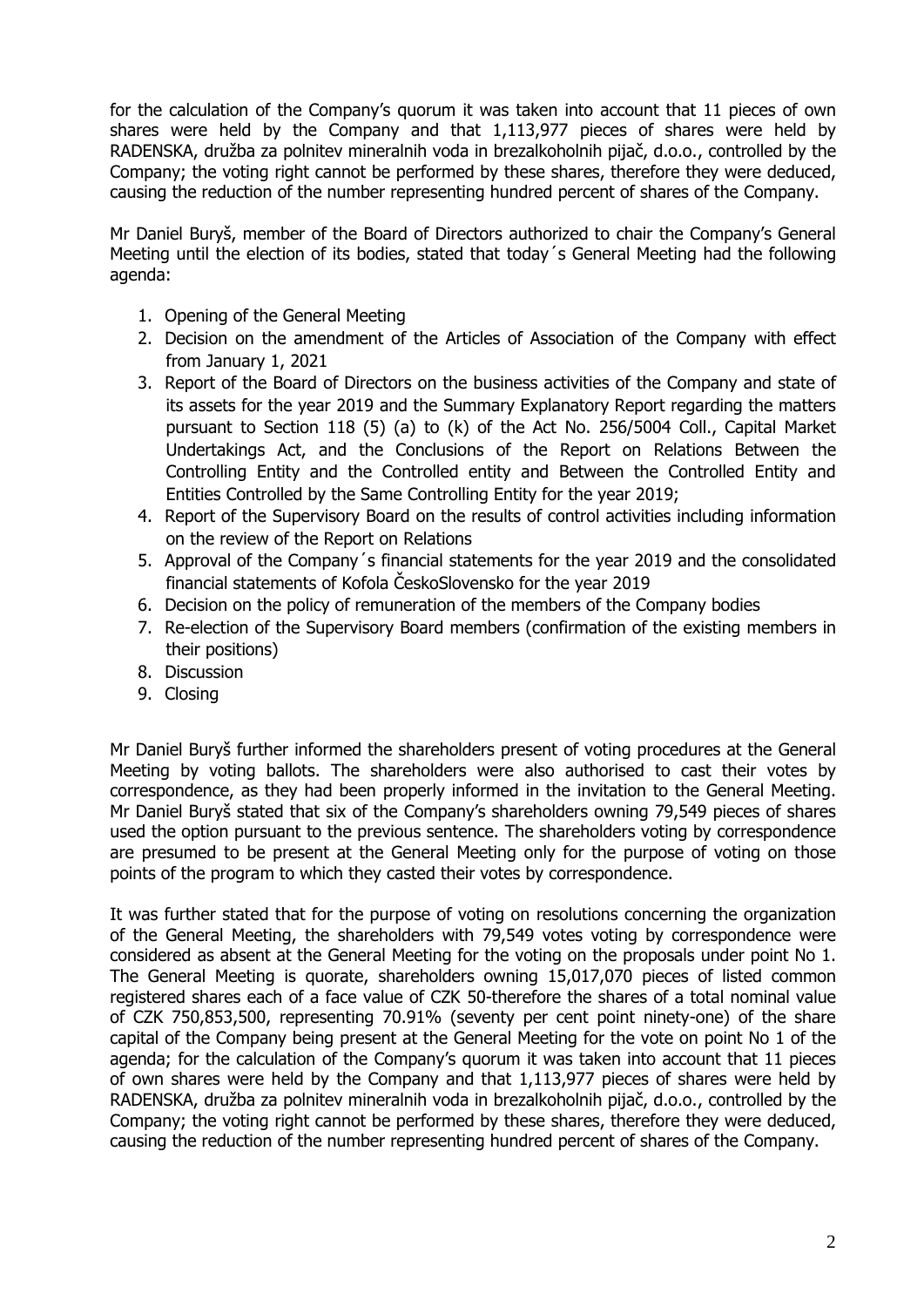for the calculation of the Company's quorum it was taken into account that 11 pieces of own shares were held by the Company and that 1,113,977 pieces of shares were held by RADENSKA, družba za polnitev mineralnih voda in brezalkoholnih pijač, d.o.o., controlled by the Company; the voting right cannot be performed by these shares, therefore they were deduced, causing the reduction of the number representing hundred percent of shares of the Company.

Mr Daniel Buryš, member of the Board of Directors authorized to chair the Company's General Meeting until the election of its bodies, stated that today´s General Meeting had the following agenda:

1. Opening of the General Meeting
2. Decision on the amendment of the Articles of Association of the Company with effect from January 1, 2021
3. Report of the Board of Directors on the business activities of the Company and state of its assets for the year 2019 and the Summary Explanatory Report regarding the matters pursuant to Section 118 (5) (a) to (k) of the Act No. 256/5004 Coll., Capital Market Undertakings Act, and the Conclusions of the Report on Relations Between the Controlling Entity and the Controlled entity and Between the Controlled Entity and Entities Controlled by the Same Controlling Entity for the year 2019;
4. Report of the Supervisory Board on the results of control activities including information on the review of the Report on Relations
5. Approval of the Company´s financial statements for the year 2019 and the consolidated financial statements of Kofola ČeskoSlovensko for the year 2019
6. Decision on the policy of remuneration of the members of the Company bodies
7. Re-election of the Supervisory Board members (confirmation of the existing members in their positions)
8. Discussion
9. Closing

Mr Daniel Buryš further informed the shareholders present of voting procedures at the General Meeting by voting ballots. The shareholders were also authorised to cast their votes by correspondence, as they had been properly informed in the invitation to the General Meeting. Mr Daniel Buryš stated that six of the Company's shareholders owning 79,549 pieces of shares used the option pursuant to the previous sentence. The shareholders voting by correspondence are presumed to be present at the General Meeting only for the purpose of voting on those points of the program to which they casted their votes by correspondence.

It was further stated that for the purpose of voting on resolutions concerning the organization of the General Meeting, the shareholders with 79,549 votes voting by correspondence were considered as absent at the General Meeting for the voting on the proposals under point No 1. The General Meeting is quorate, shareholders owning 15,017,070 pieces of listed common registered shares each of a face value of CZK 50-therefore the shares of a total nominal value of CZK 750,853,500, representing 70.91% (seventy per cent point ninety-one) of the share capital of the Company being present at the General Meeting for the vote on point No 1 of the agenda; for the calculation of the Company's quorum it was taken into account that 11 pieces of own shares were held by the Company and that 1,113,977 pieces of shares were held by RADENSKA, družba za polnitev mineralnih voda in brezalkoholnih pijač, d.o.o., controlled by the Company; the voting right cannot be performed by these shares, therefore they were deduced, causing the reduction of the number representing hundred percent of shares of the Company.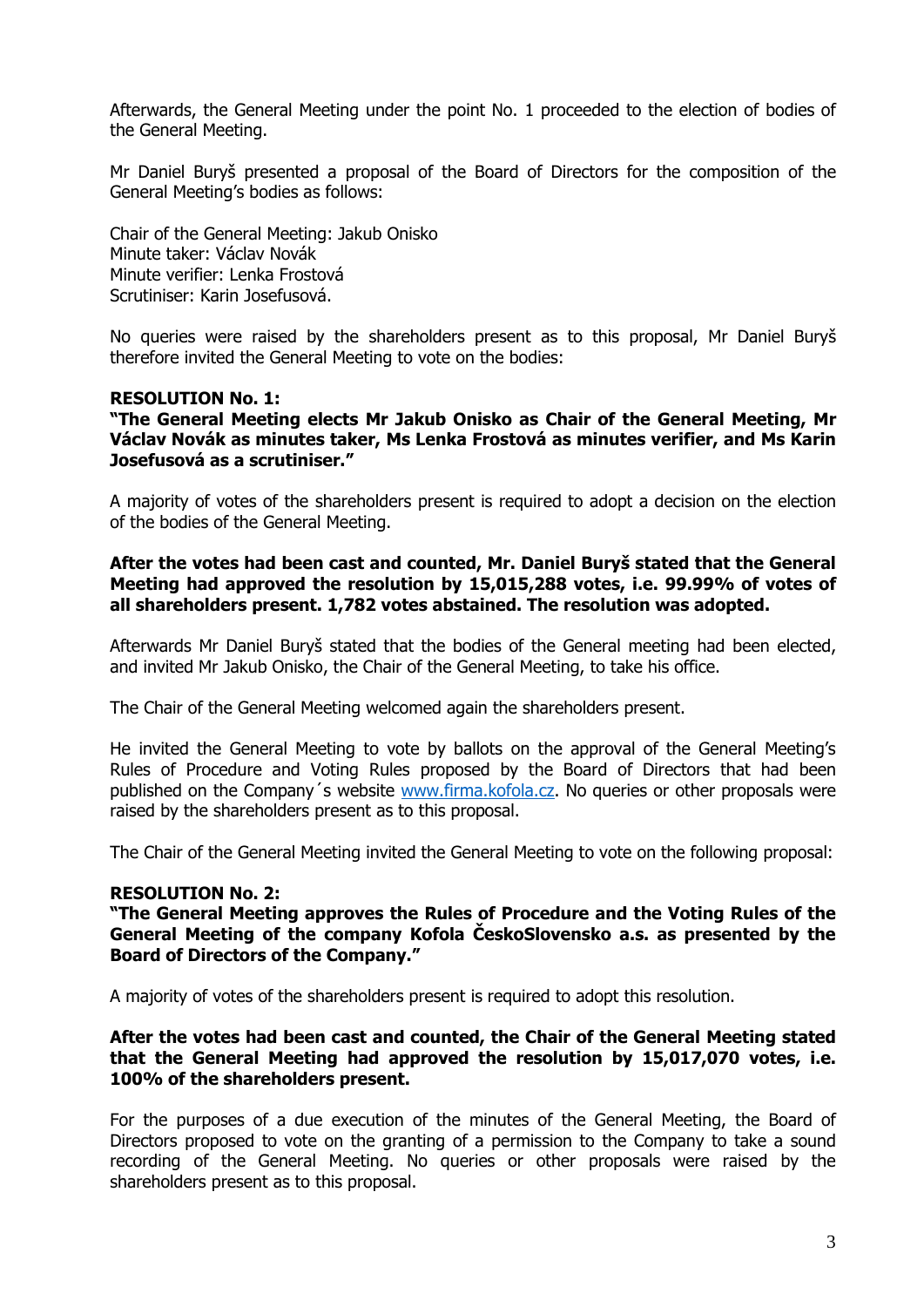Afterwards, the General Meeting under the point No. 1 proceeded to the election of bodies of the General Meeting.

Mr Daniel Buryš presented a proposal of the Board of Directors for the composition of the General Meeting's bodies as follows:

Chair of the General Meeting: Jakub Onisko
Minute taker: Václav Novák
Minute verifier: Lenka Frostová
Scrutiniser: Karin Josefusová.

No queries were raised by the shareholders present as to this proposal, Mr Daniel Buryš therefore invited the General Meeting to vote on the bodies:

**RESOLUTION No. 1:**
**"The General Meeting elects Mr Jakub Onisko as Chair of the General Meeting, Mr Václav Novák as minutes taker, Ms Lenka Frostová as minutes verifier, and Ms Karin Josefusová as a scrutiniser."**

A majority of votes of the shareholders present is required to adopt a decision on the election of the bodies of the General Meeting.

**After the votes had been cast and counted, Mr. Daniel Buryš stated that the General Meeting had approved the resolution by 15,015,288 votes, i.e. 99.99% of votes of all shareholders present. 1,782 votes abstained. The resolution was adopted.**

Afterwards Mr Daniel Buryš stated that the bodies of the General meeting had been elected, and invited Mr Jakub Onisko, the Chair of the General Meeting, to take his office.

The Chair of the General Meeting welcomed again the shareholders present.

He invited the General Meeting to vote by ballots on the approval of the General Meeting's Rules of Procedure and Voting Rules proposed by the Board of Directors that had been published on the Company´s website www.firma.kofola.cz. No queries or other proposals were raised by the shareholders present as to this proposal.

The Chair of the General Meeting invited the General Meeting to vote on the following proposal:

**RESOLUTION No. 2:**
**"The General Meeting approves the Rules of Procedure and the Voting Rules of the General Meeting of the company Kofola ČeskoSlovensko a.s. as presented by the Board of Directors of the Company."**

A majority of votes of the shareholders present is required to adopt this resolution.

**After the votes had been cast and counted, the Chair of the General Meeting stated that the General Meeting had approved the resolution by 15,017,070 votes, i.e. 100% of the shareholders present.**

For the purposes of a due execution of the minutes of the General Meeting, the Board of Directors proposed to vote on the granting of a permission to the Company to take a sound recording of the General Meeting. No queries or other proposals were raised by the shareholders present as to this proposal.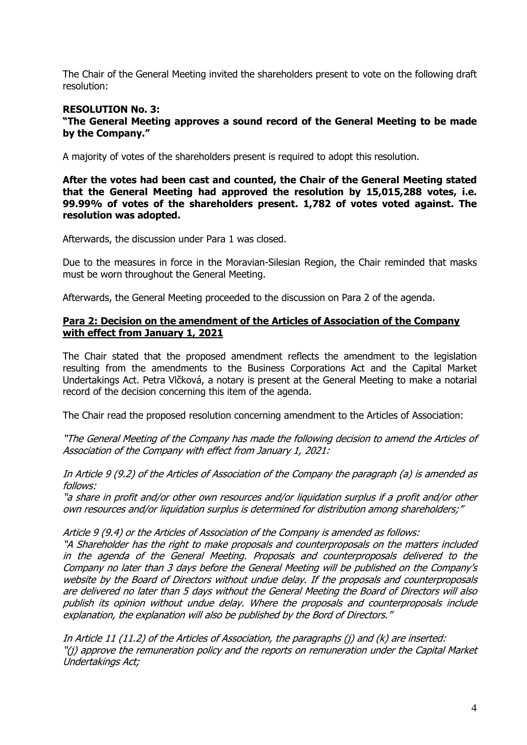The Chair of the General Meeting invited the shareholders present to vote on the following draft resolution:

**RESOLUTION No. 3:**
**"The General Meeting approves a sound record of the General Meeting to be made by the Company."**

A majority of votes of the shareholders present is required to adopt this resolution.

**After the votes had been cast and counted, the Chair of the General Meeting stated that the General Meeting had approved the resolution by 15,015,288 votes, i.e. 99.99% of votes of the shareholders present. 1,782 of votes voted against. The resolution was adopted.**

Afterwards, the discussion under Para 1 was closed.

Due to the measures in force in the Moravian-Silesian Region, the Chair reminded that masks must be worn throughout the General Meeting.

Afterwards, the General Meeting proceeded to the discussion on Para 2 of the agenda.

**Para 2: Decision on the amendment of the Articles of Association of the Company with effect from January 1, 2021**

The Chair stated that the proposed amendment reflects the amendment to the legislation resulting from the amendments to the Business Corporations Act and the Capital Market Undertakings Act. Petra Vlčková, a notary is present at the General Meeting to make a notarial record of the decision concerning this item of the agenda.

The Chair read the proposed resolution concerning amendment to the Articles of Association:

*"The General Meeting of the Company has made the following decision to amend the Articles of Association of the Company with effect from January 1, 2021:*

*In Article 9 (9.2) of the Articles of Association of the Company the paragraph (a) is amended as follows:*
*"a share in profit and/or other own resources and/or liquidation surplus if a profit and/or other own resources and/or liquidation surplus is determined for distribution among shareholders;"*

*Article 9 (9.4) or the Articles of Association of the Company is amended as follows:*
*"A Shareholder has the right to make proposals and counterproposals on the matters included in the agenda of the General Meeting. Proposals and counterproposals delivered to the Company no later than 3 days before the General Meeting will be published on the Company's website by the Board of Directors without undue delay. If the proposals and counterproposals are delivered no later than 5 days without the General Meeting the Board of Directors will also publish its opinion without undue delay. Where the proposals and counterproposals include explanation, the explanation will also be published by the Bord of Directors."*

*In Article 11 (11.2) of the Articles of Association, the paragraphs (j) and (k) are inserted:*
*"(j) approve the remuneration policy and the reports on remuneration under the Capital Market Undertakings Act;*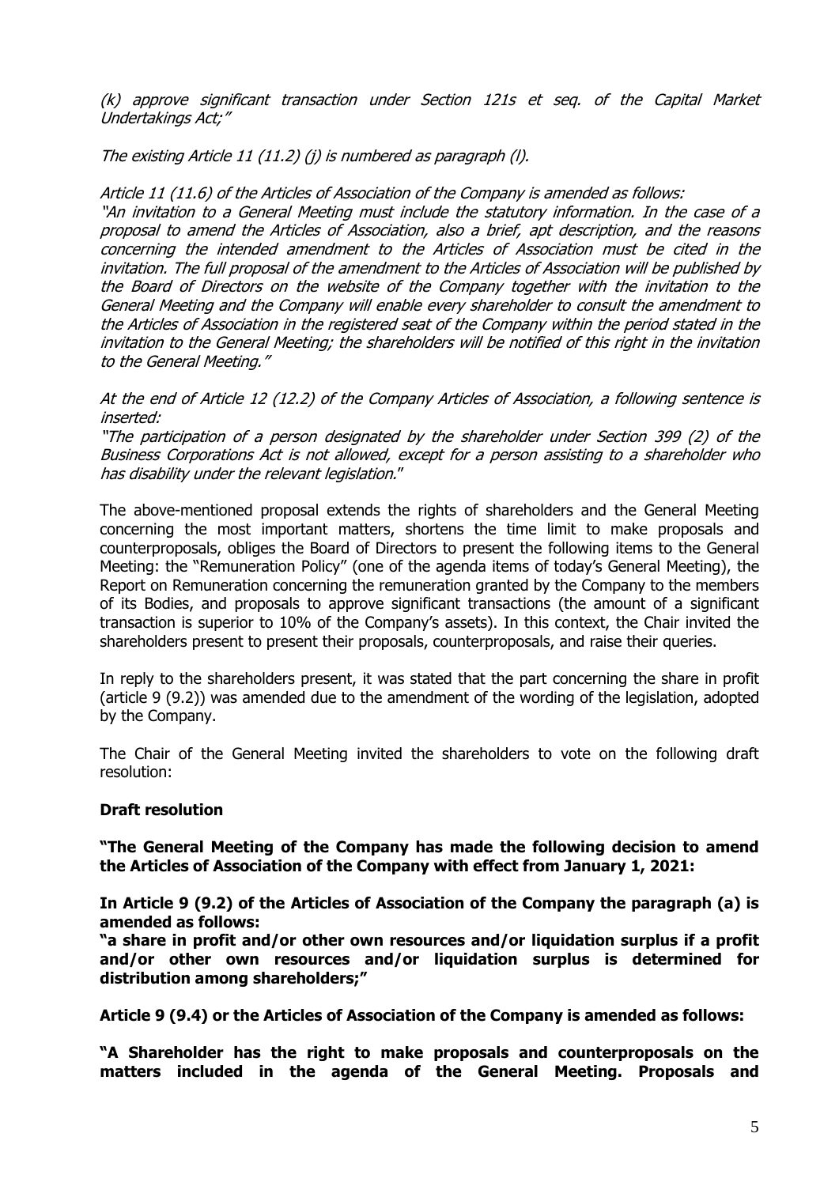*(k) approve significant transaction under Section 121s et seq. of the Capital Market Undertakings Act;"*

*The existing Article 11 (11.2) (j) is numbered as paragraph (l).*

*Article 11 (11.6) of the Articles of Association of the Company is amended as follows:*
*"An invitation to a General Meeting must include the statutory information. In the case of a proposal to amend the Articles of Association, also a brief, apt description, and the reasons concerning the intended amendment to the Articles of Association must be cited in the invitation. The full proposal of the amendment to the Articles of Association will be published by the Board of Directors on the website of the Company together with the invitation to the General Meeting and the Company will enable every shareholder to consult the amendment to the Articles of Association in the registered seat of the Company within the period stated in the invitation to the General Meeting; the shareholders will be notified of this right in the invitation to the General Meeting."*

*At the end of Article 12 (12.2) of the Company Articles of Association, a following sentence is inserted:*
*"The participation of a person designated by the shareholder under Section 399 (2) of the Business Corporations Act is not allowed, except for a person assisting to a shareholder who has disability under the relevant legislation."*

The above-mentioned proposal extends the rights of shareholders and the General Meeting concerning the most important matters, shortens the time limit to make proposals and counterproposals, obliges the Board of Directors to present the following items to the General Meeting: the "Remuneration Policy" (one of the agenda items of today's General Meeting), the Report on Remuneration concerning the remuneration granted by the Company to the members of its Bodies, and proposals to approve significant transactions (the amount of a significant transaction is superior to 10% of the Company's assets). In this context, the Chair invited the shareholders present to present their proposals, counterproposals, and raise their queries.

In reply to the shareholders present, it was stated that the part concerning the share in profit (article 9 (9.2)) was amended due to the amendment of the wording of the legislation, adopted by the Company.

The Chair of the General Meeting invited the shareholders to vote on the following draft resolution:

**Draft resolution**

**"The General Meeting of the Company has made the following decision to amend the Articles of Association of the Company with effect from January 1, 2021:**

**In Article 9 (9.2) of the Articles of Association of the Company the paragraph (a) is amended as follows:**
**"a share in profit and/or other own resources and/or liquidation surplus if a profit and/or other own resources and/or liquidation surplus is determined for distribution among shareholders;"**

**Article 9 (9.4) or the Articles of Association of the Company is amended as follows:**

**"A Shareholder has the right to make proposals and counterproposals on the matters included in the agenda of the General Meeting. Proposals and**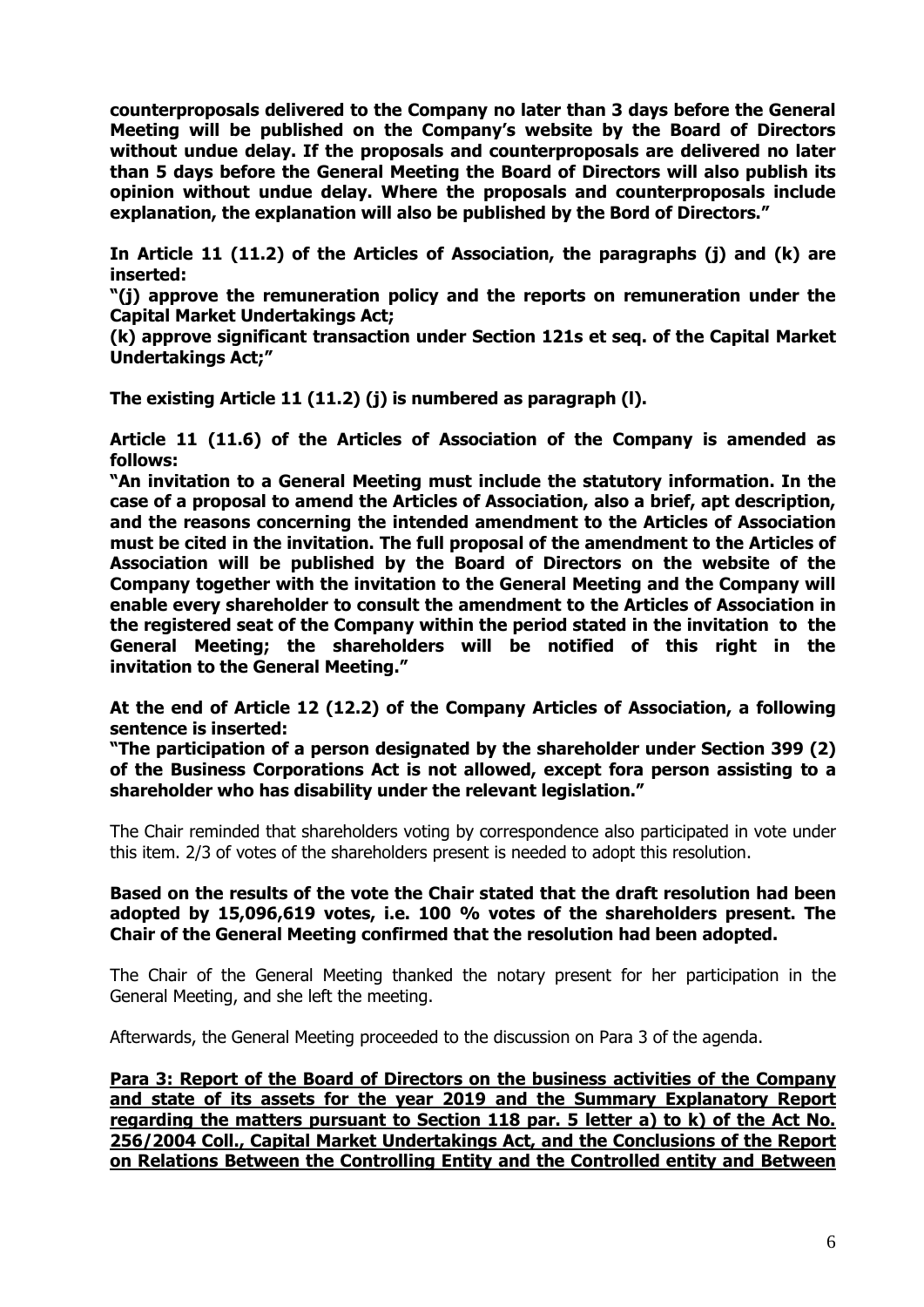**counterproposals delivered to the Company no later than 3 days before the General Meeting will be published on the Company's website by the Board of Directors without undue delay. If the proposals and counterproposals are delivered no later than 5 days before the General Meeting the Board of Directors will also publish its opinion without undue delay. Where the proposals and counterproposals include explanation, the explanation will also be published by the Bord of Directors."**

**In Article 11 (11.2) of the Articles of Association, the paragraphs (j) and (k) are inserted:**

**"(j) approve the remuneration policy and the reports on remuneration under the Capital Market Undertakings Act;**

**(k) approve significant transaction under Section 121s et seq. of the Capital Market Undertakings Act;"**

**The existing Article 11 (11.2) (j) is numbered as paragraph (l).**

**Article 11 (11.6) of the Articles of Association of the Company is amended as follows:**

**"An invitation to a General Meeting must include the statutory information. In the case of a proposal to amend the Articles of Association, also a brief, apt description, and the reasons concerning the intended amendment to the Articles of Association must be cited in the invitation. The full proposal of the amendment to the Articles of Association will be published by the Board of Directors on the website of the Company together with the invitation to the General Meeting and the Company will enable every shareholder to consult the amendment to the Articles of Association in the registered seat of the Company within the period stated in the invitation to the General Meeting; the shareholders will be notified of this right in the invitation to the General Meeting."**

**At the end of Article 12 (12.2) of the Company Articles of Association, a following sentence is inserted:**

**"The participation of a person designated by the shareholder under Section 399 (2) of the Business Corporations Act is not allowed, except fora person assisting to a shareholder who has disability under the relevant legislation."**

The Chair reminded that shareholders voting by correspondence also participated in vote under this item. 2/3 of votes of the shareholders present is needed to adopt this resolution.

**Based on the results of the vote the Chair stated that the draft resolution had been adopted by 15,096,619 votes, i.e. 100 % votes of the shareholders present. The Chair of the General Meeting confirmed that the resolution had been adopted.**

The Chair of the General Meeting thanked the notary present for her participation in the General Meeting, and she left the meeting.

Afterwards, the General Meeting proceeded to the discussion on Para 3 of the agenda.

**Para 3: Report of the Board of Directors on the business activities of the Company and state of its assets for the year 2019 and the Summary Explanatory Report regarding the matters pursuant to Section 118 par. 5 letter a) to k) of the Act No. 256/2004 Coll., Capital Market Undertakings Act, and the Conclusions of the Report on Relations Between the Controlling Entity and the Controlled entity and Between**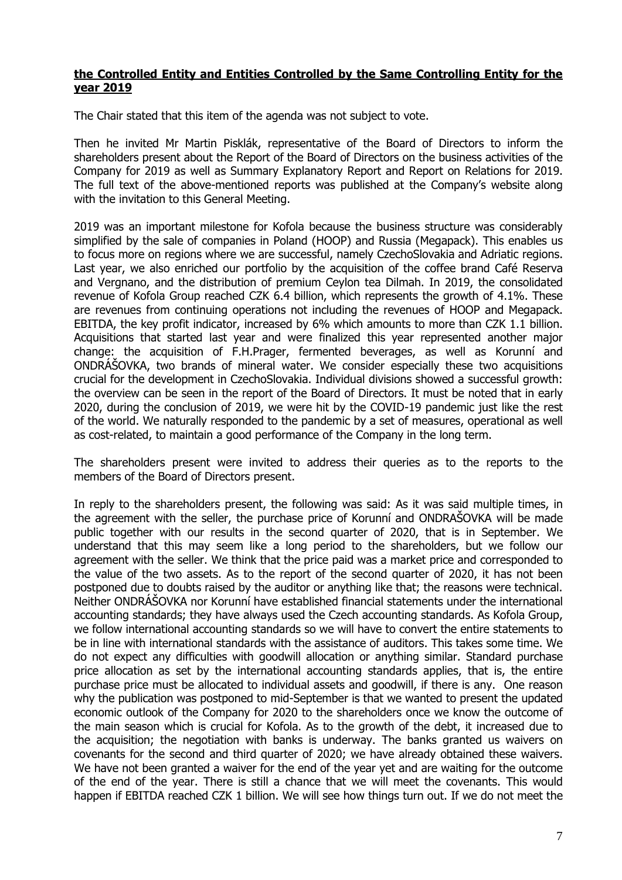**the Controlled Entity and Entities Controlled by the Same Controlling Entity for the year 2019**

The Chair stated that this item of the agenda was not subject to vote.

Then he invited Mr Martin Pisklák, representative of the Board of Directors to inform the shareholders present about the Report of the Board of Directors on the business activities of the Company for 2019 as well as Summary Explanatory Report and Report on Relations for 2019. The full text of the above-mentioned reports was published at the Company's website along with the invitation to this General Meeting.

2019 was an important milestone for Kofola because the business structure was considerably simplified by the sale of companies in Poland (HOOP) and Russia (Megapack). This enables us to focus more on regions where we are successful, namely CzechoSlovakia and Adriatic regions. Last year, we also enriched our portfolio by the acquisition of the coffee brand Café Reserva and Vergnano, and the distribution of premium Ceylon tea Dilmah. In 2019, the consolidated revenue of Kofola Group reached CZK 6.4 billion, which represents the growth of 4.1%. These are revenues from continuing operations not including the revenues of HOOP and Megapack. EBITDA, the key profit indicator, increased by 6% which amounts to more than CZK 1.1 billion. Acquisitions that started last year and were finalized this year represented another major change: the acquisition of F.H.Prager, fermented beverages, as well as Korunní and ONDRÁŠOVKA, two brands of mineral water. We consider especially these two acquisitions crucial for the development in CzechoSlovakia. Individual divisions showed a successful growth: the overview can be seen in the report of the Board of Directors. It must be noted that in early 2020, during the conclusion of 2019, we were hit by the COVID-19 pandemic just like the rest of the world. We naturally responded to the pandemic by a set of measures, operational as well as cost-related, to maintain a good performance of the Company in the long term.

The shareholders present were invited to address their queries as to the reports to the members of the Board of Directors present.

In reply to the shareholders present, the following was said: As it was said multiple times, in the agreement with the seller, the purchase price of Korunní and ONDRAŠOVKA will be made public together with our results in the second quarter of 2020, that is in September. We understand that this may seem like a long period to the shareholders, but we follow our agreement with the seller. We think that the price paid was a market price and corresponded to the value of the two assets. As to the report of the second quarter of 2020, it has not been postponed due to doubts raised by the auditor or anything like that; the reasons were technical. Neither ONDRÁŠOVKA nor Korunní have established financial statements under the international accounting standards; they have always used the Czech accounting standards. As Kofola Group, we follow international accounting standards so we will have to convert the entire statements to be in line with international standards with the assistance of auditors. This takes some time. We do not expect any difficulties with goodwill allocation or anything similar. Standard purchase price allocation as set by the international accounting standards applies, that is, the entire purchase price must be allocated to individual assets and goodwill, if there is any. One reason why the publication was postponed to mid-September is that we wanted to present the updated economic outlook of the Company for 2020 to the shareholders once we know the outcome of the main season which is crucial for Kofola. As to the growth of the debt, it increased due to the acquisition; the negotiation with banks is underway. The banks granted us waivers on covenants for the second and third quarter of 2020; we have already obtained these waivers. We have not been granted a waiver for the end of the year yet and are waiting for the outcome of the end of the year. There is still a chance that we will meet the covenants. This would happen if EBITDA reached CZK 1 billion. We will see how things turn out. If we do not meet the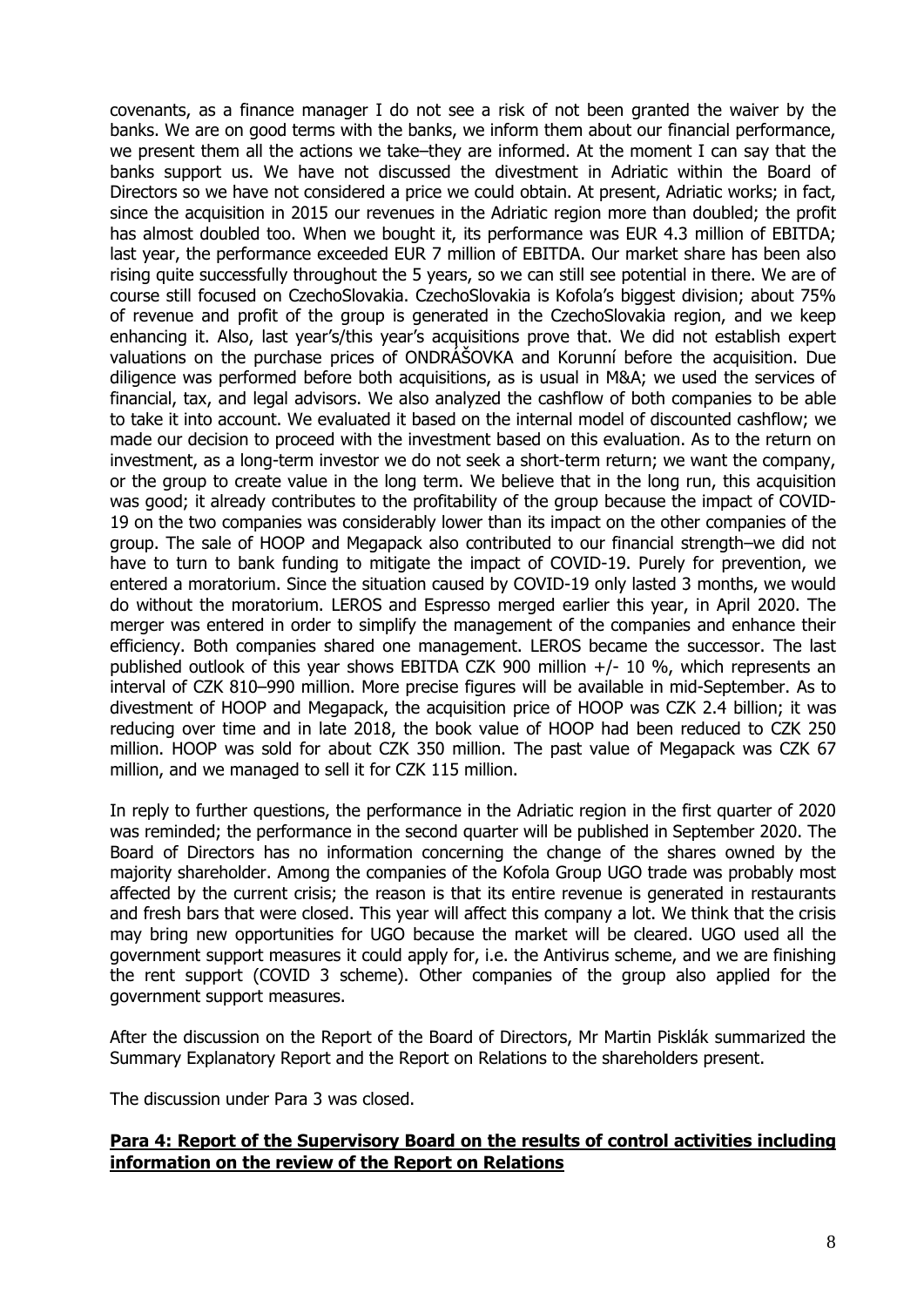covenants, as a finance manager I do not see a risk of not been granted the waiver by the banks. We are on good terms with the banks, we inform them about our financial performance, we present them all the actions we take–they are informed. At the moment I can say that the banks support us. We have not discussed the divestment in Adriatic within the Board of Directors so we have not considered a price we could obtain. At present, Adriatic works; in fact, since the acquisition in 2015 our revenues in the Adriatic region more than doubled; the profit has almost doubled too. When we bought it, its performance was EUR 4.3 million of EBITDA; last year, the performance exceeded EUR 7 million of EBITDA. Our market share has been also rising quite successfully throughout the 5 years, so we can still see potential in there. We are of course still focused on CzechoSlovakia. CzechoSlovakia is Kofola's biggest division; about 75% of revenue and profit of the group is generated in the CzechoSlovakia region, and we keep enhancing it. Also, last year's/this year's acquisitions prove that. We did not establish expert valuations on the purchase prices of ONDRÁŠOVKA and Korunní before the acquisition. Due diligence was performed before both acquisitions, as is usual in M&A; we used the services of financial, tax, and legal advisors. We also analyzed the cashflow of both companies to be able to take it into account. We evaluated it based on the internal model of discounted cashflow; we made our decision to proceed with the investment based on this evaluation. As to the return on investment, as a long-term investor we do not seek a short-term return; we want the company, or the group to create value in the long term. We believe that in the long run, this acquisition was good; it already contributes to the profitability of the group because the impact of COVID-19 on the two companies was considerably lower than its impact on the other companies of the group. The sale of HOOP and Megapack also contributed to our financial strength–we did not have to turn to bank funding to mitigate the impact of COVID-19. Purely for prevention, we entered a moratorium. Since the situation caused by COVID-19 only lasted 3 months, we would do without the moratorium. LEROS and Espresso merged earlier this year, in April 2020. The merger was entered in order to simplify the management of the companies and enhance their efficiency. Both companies shared one management. LEROS became the successor. The last published outlook of this year shows EBITDA CZK 900 million +/- 10 %, which represents an interval of CZK 810–990 million. More precise figures will be available in mid-September. As to divestment of HOOP and Megapack, the acquisition price of HOOP was CZK 2.4 billion; it was reducing over time and in late 2018, the book value of HOOP had been reduced to CZK 250 million. HOOP was sold for about CZK 350 million. The past value of Megapack was CZK 67 million, and we managed to sell it for CZK 115 million.

In reply to further questions, the performance in the Adriatic region in the first quarter of 2020 was reminded; the performance in the second quarter will be published in September 2020. The Board of Directors has no information concerning the change of the shares owned by the majority shareholder. Among the companies of the Kofola Group UGO trade was probably most affected by the current crisis; the reason is that its entire revenue is generated in restaurants and fresh bars that were closed. This year will affect this company a lot. We think that the crisis may bring new opportunities for UGO because the market will be cleared. UGO used all the government support measures it could apply for, i.e. the Antivirus scheme, and we are finishing the rent support (COVID 3 scheme). Other companies of the group also applied for the government support measures.

After the discussion on the Report of the Board of Directors, Mr Martin Pisklák summarized the Summary Explanatory Report and the Report on Relations to the shareholders present.

The discussion under Para 3 was closed.

**Para 4: Report of the Supervisory Board on the results of control activities including information on the review of the Report on Relations**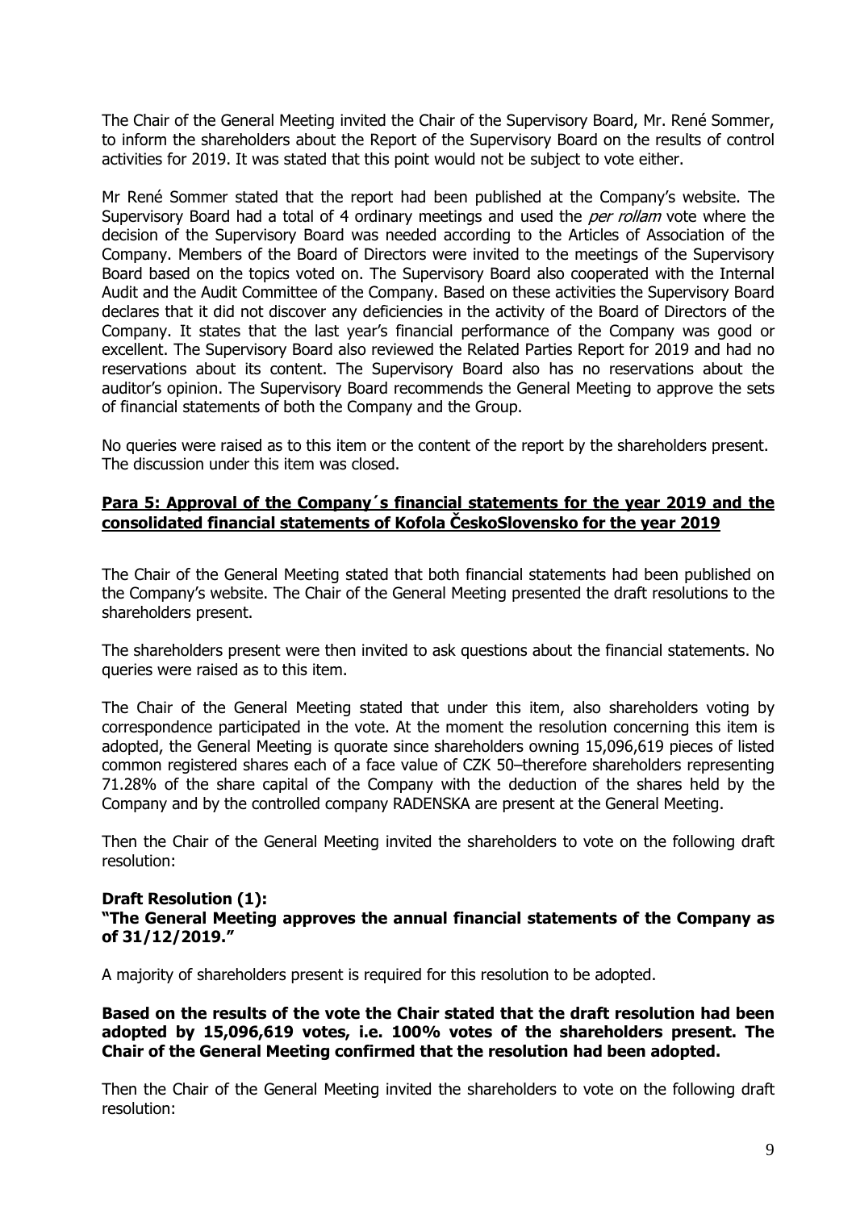The Chair of the General Meeting invited the Chair of the Supervisory Board, Mr. René Sommer, to inform the shareholders about the Report of the Supervisory Board on the results of control activities for 2019. It was stated that this point would not be subject to vote either.

Mr René Sommer stated that the report had been published at the Company's website. The Supervisory Board had a total of 4 ordinary meetings and used the *per rollam* vote where the decision of the Supervisory Board was needed according to the Articles of Association of the Company. Members of the Board of Directors were invited to the meetings of the Supervisory Board based on the topics voted on. The Supervisory Board also cooperated with the Internal Audit and the Audit Committee of the Company. Based on these activities the Supervisory Board declares that it did not discover any deficiencies in the activity of the Board of Directors of the Company. It states that the last year's financial performance of the Company was good or excellent. The Supervisory Board also reviewed the Related Parties Report for 2019 and had no reservations about its content. The Supervisory Board also has no reservations about the auditor's opinion. The Supervisory Board recommends the General Meeting to approve the sets of financial statements of both the Company and the Group.

No queries were raised as to this item or the content of the report by the shareholders present. The discussion under this item was closed.

## Para 5: Approval of the Company´s financial statements for the year 2019 and the consolidated financial statements of Kofola ČeskoSlovensko for the year 2019

The Chair of the General Meeting stated that both financial statements had been published on the Company's website. The Chair of the General Meeting presented the draft resolutions to the shareholders present.

The shareholders present were then invited to ask questions about the financial statements. No queries were raised as to this item.

The Chair of the General Meeting stated that under this item, also shareholders voting by correspondence participated in the vote. At the moment the resolution concerning this item is adopted, the General Meeting is quorate since shareholders owning 15,096,619 pieces of listed common registered shares each of a face value of CZK 50–therefore shareholders representing 71.28% of the share capital of the Company with the deduction of the shares held by the Company and by the controlled company RADENSKA are present at the General Meeting.

Then the Chair of the General Meeting invited the shareholders to vote on the following draft resolution:

**Draft Resolution (1):**
**"The General Meeting approves the annual financial statements of the Company as of 31/12/2019."**

A majority of shareholders present is required for this resolution to be adopted.

**Based on the results of the vote the Chair stated that the draft resolution had been adopted by 15,096,619 votes, i.e. 100% votes of the shareholders present. The Chair of the General Meeting confirmed that the resolution had been adopted.**

Then the Chair of the General Meeting invited the shareholders to vote on the following draft resolution: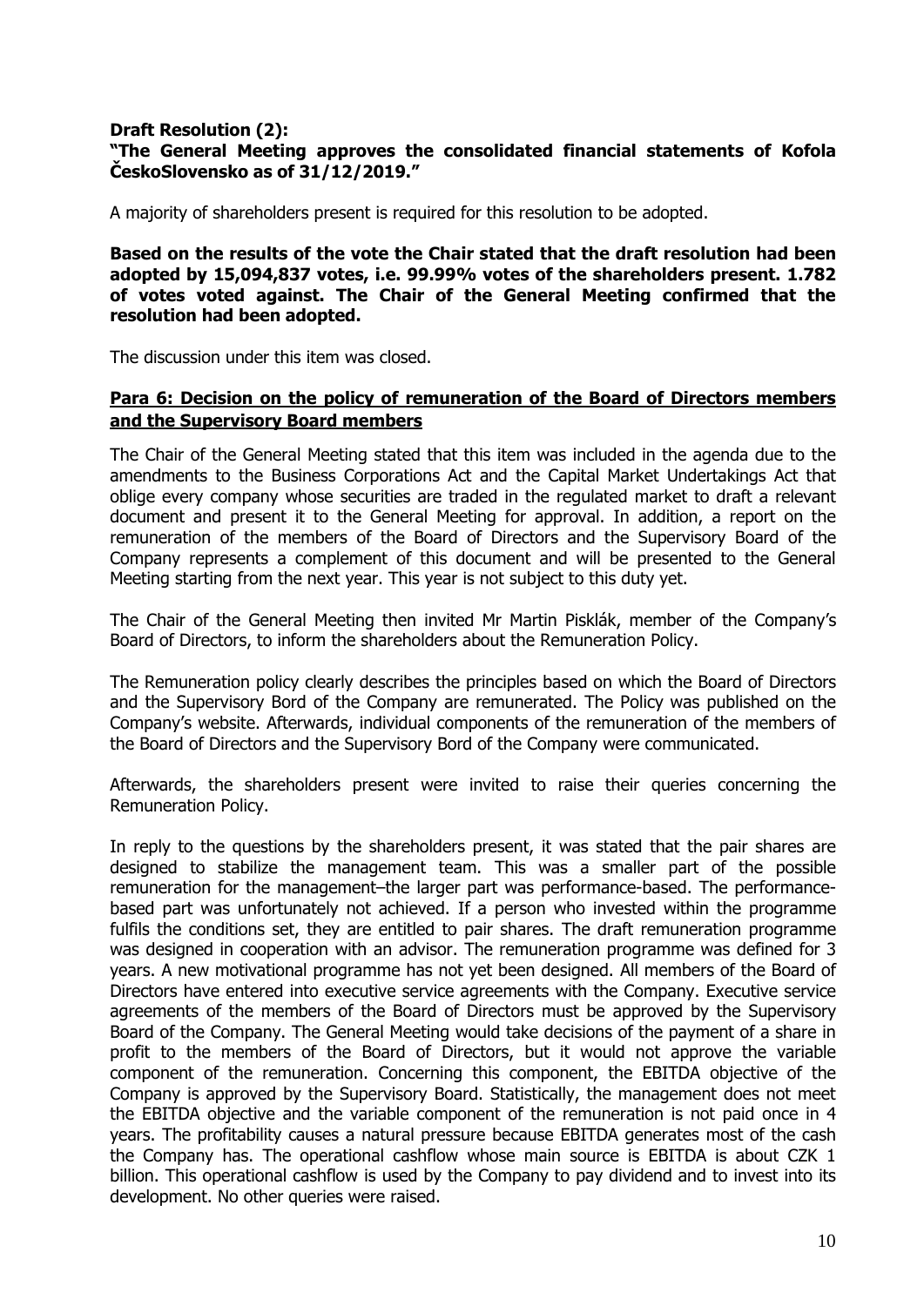**Draft Resolution (2):**
**"The General Meeting approves the consolidated financial statements of Kofola ČeskoSlovensko as of 31/12/2019."**

A majority of shareholders present is required for this resolution to be adopted.

**Based on the results of the vote the Chair stated that the draft resolution had been adopted by 15,094,837 votes, i.e. 99.99% votes of the shareholders present. 1.782 of votes voted against. The Chair of the General Meeting confirmed that the resolution had been adopted.**

The discussion under this item was closed.

**Para 6: Decision on the policy of remuneration of the Board of Directors members and the Supervisory Board members**

The Chair of the General Meeting stated that this item was included in the agenda due to the amendments to the Business Corporations Act and the Capital Market Undertakings Act that oblige every company whose securities are traded in the regulated market to draft a relevant document and present it to the General Meeting for approval. In addition, a report on the remuneration of the members of the Board of Directors and the Supervisory Board of the Company represents a complement of this document and will be presented to the General Meeting starting from the next year. This year is not subject to this duty yet.

The Chair of the General Meeting then invited Mr Martin Pisklák, member of the Company's Board of Directors, to inform the shareholders about the Remuneration Policy.

The Remuneration policy clearly describes the principles based on which the Board of Directors and the Supervisory Bord of the Company are remunerated. The Policy was published on the Company's website. Afterwards, individual components of the remuneration of the members of the Board of Directors and the Supervisory Bord of the Company were communicated.

Afterwards, the shareholders present were invited to raise their queries concerning the Remuneration Policy.

In reply to the questions by the shareholders present, it was stated that the pair shares are designed to stabilize the management team. This was a smaller part of the possible remuneration for the management–the larger part was performance-based. The performance-based part was unfortunately not achieved. If a person who invested within the programme fulfils the conditions set, they are entitled to pair shares. The draft remuneration programme was designed in cooperation with an advisor. The remuneration programme was defined for 3 years. A new motivational programme has not yet been designed. All members of the Board of Directors have entered into executive service agreements with the Company. Executive service agreements of the members of the Board of Directors must be approved by the Supervisory Board of the Company. The General Meeting would take decisions of the payment of a share in profit to the members of the Board of Directors, but it would not approve the variable component of the remuneration. Concerning this component, the EBITDA objective of the Company is approved by the Supervisory Board. Statistically, the management does not meet the EBITDA objective and the variable component of the remuneration is not paid once in 4 years. The profitability causes a natural pressure because EBITDA generates most of the cash the Company has. The operational cashflow whose main source is EBITDA is about CZK 1 billion. This operational cashflow is used by the Company to pay dividend and to invest into its development. No other queries were raised.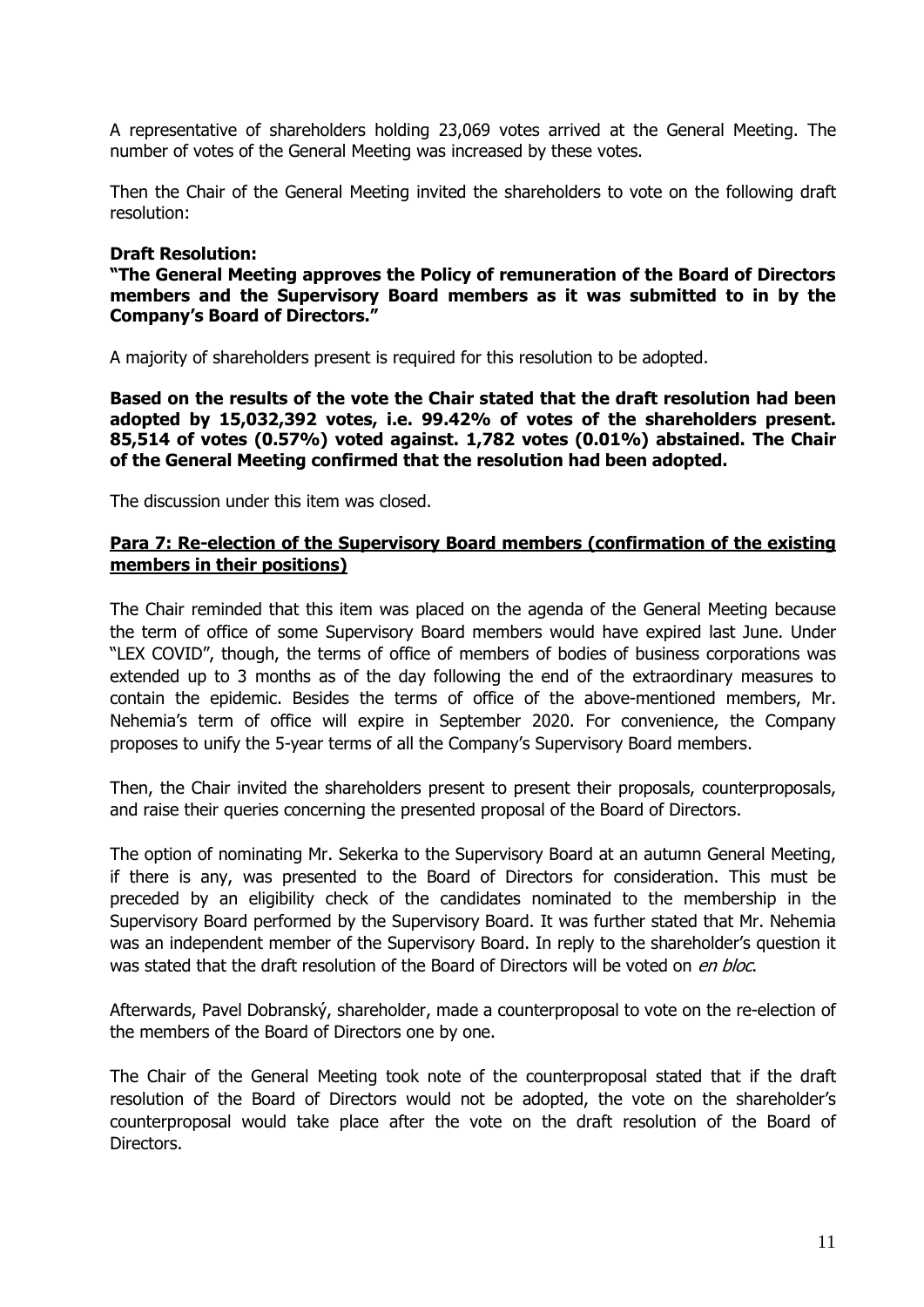A representative of shareholders holding 23,069 votes arrived at the General Meeting. The number of votes of the General Meeting was increased by these votes.

Then the Chair of the General Meeting invited the shareholders to vote on the following draft resolution:

**Draft Resolution:**

**"The General Meeting approves the Policy of remuneration of the Board of Directors members and the Supervisory Board members as it was submitted to in by the Company's Board of Directors."**

A majority of shareholders present is required for this resolution to be adopted.

**Based on the results of the vote the Chair stated that the draft resolution had been adopted by 15,032,392 votes, i.e. 99.42% of votes of the shareholders present. 85,514 of votes (0.57%) voted against. 1,782 votes (0.01%) abstained. The Chair of the General Meeting confirmed that the resolution had been adopted.**

The discussion under this item was closed.

## Para 7: Re-election of the Supervisory Board members (confirmation of the existing members in their positions)

The Chair reminded that this item was placed on the agenda of the General Meeting because the term of office of some Supervisory Board members would have expired last June. Under "LEX COVID", though, the terms of office of members of bodies of business corporations was extended up to 3 months as of the day following the end of the extraordinary measures to contain the epidemic. Besides the terms of office of the above-mentioned members, Mr. Nehemia's term of office will expire in September 2020. For convenience, the Company proposes to unify the 5-year terms of all the Company's Supervisory Board members.

Then, the Chair invited the shareholders present to present their proposals, counterproposals, and raise their queries concerning the presented proposal of the Board of Directors.

The option of nominating Mr. Sekerka to the Supervisory Board at an autumn General Meeting, if there is any, was presented to the Board of Directors for consideration. This must be preceded by an eligibility check of the candidates nominated to the membership in the Supervisory Board performed by the Supervisory Board. It was further stated that Mr. Nehemia was an independent member of the Supervisory Board. In reply to the shareholder's question it was stated that the draft resolution of the Board of Directors will be voted on *en bloc*.

Afterwards, Pavel Dobranský, shareholder, made a counterproposal to vote on the re-election of the members of the Board of Directors one by one.

The Chair of the General Meeting took note of the counterproposal stated that if the draft resolution of the Board of Directors would not be adopted, the vote on the shareholder's counterproposal would take place after the vote on the draft resolution of the Board of Directors.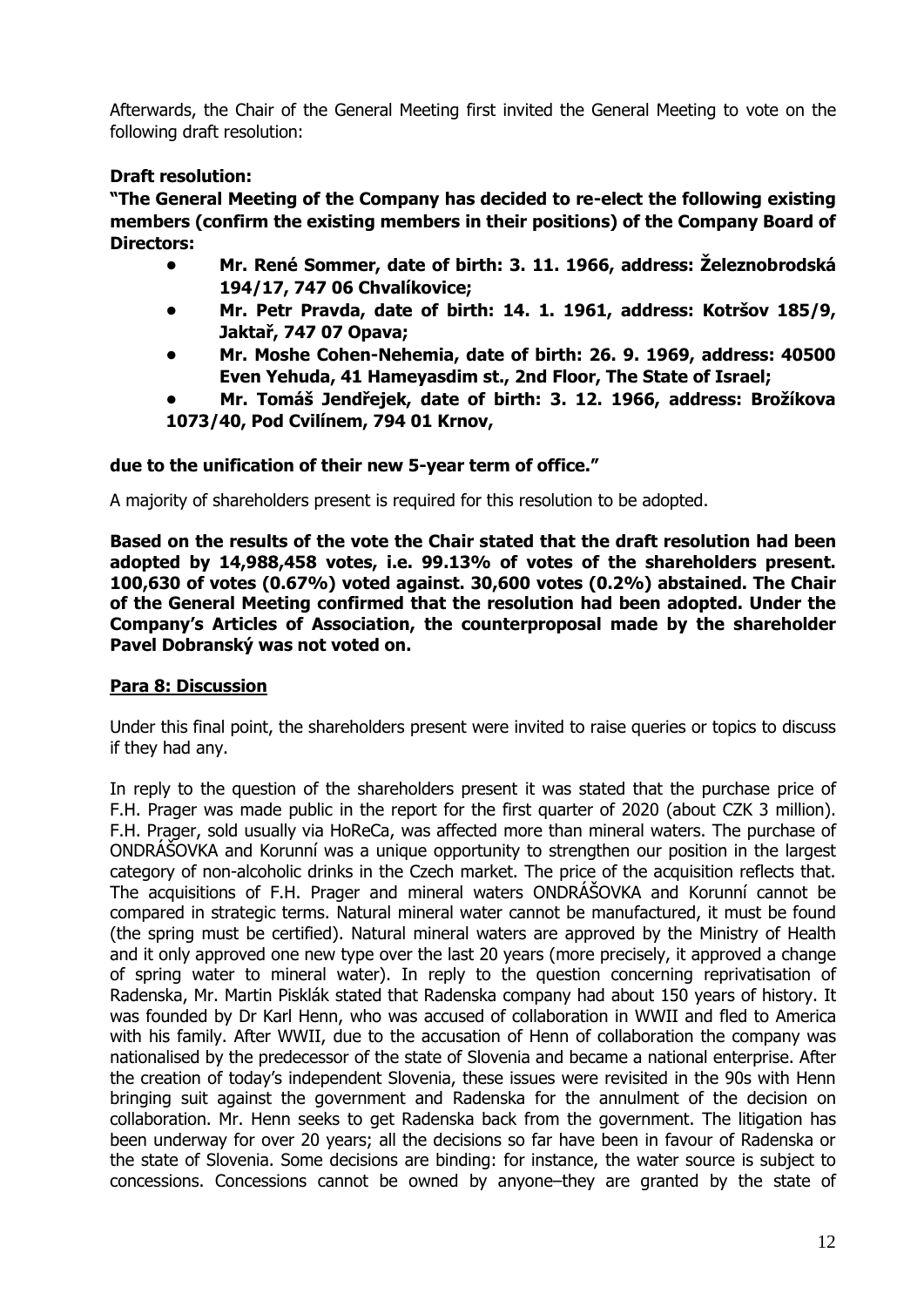Afterwards, the Chair of the General Meeting first invited the General Meeting to vote on the following draft resolution:

**Draft resolution:**

**"The General Meeting of the Company has decided to re-elect the following existing members (confirm the existing members in their positions) of the Company Board of Directors:**

- **Mr. René Sommer, date of birth: 3. 11. 1966, address: Železnobrodská 194/17, 747 06 Chvalíkovice;**
- **Mr. Petr Pravda, date of birth: 14. 1. 1961, address: Kotršov 185/9, Jaktař, 747 07 Opava;**
- **Mr. Moshe Cohen-Nehemia, date of birth: 26. 9. 1969, address: 40500 Even Yehuda, 41 Hameyasdim st., 2nd Floor, The State of Israel;**
- **Mr. Tomáš Jendřejek, date of birth: 3. 12. 1966, address: Brožíkova 1073/40, Pod Cvilínem, 794 01 Krnov,**

**due to the unification of their new 5-year term of office."**

A majority of shareholders present is required for this resolution to be adopted.

**Based on the results of the vote the Chair stated that the draft resolution had been adopted by 14,988,458 votes, i.e. 99.13% of votes of the shareholders present. 100,630 of votes (0.67%) voted against. 30,600 votes (0.2%) abstained. The Chair of the General Meeting confirmed that the resolution had been adopted. Under the Company's Articles of Association, the counterproposal made by the shareholder Pavel Dobranský was not voted on.**

**<u>Para 8: Discussion</u>**

Under this final point, the shareholders present were invited to raise queries or topics to discuss if they had any.

In reply to the question of the shareholders present it was stated that the purchase price of F.H. Prager was made public in the report for the first quarter of 2020 (about CZK 3 million). F.H. Prager, sold usually via HoReCa, was affected more than mineral waters. The purchase of ONDRÁŠOVKA and Korunní was a unique opportunity to strengthen our position in the largest category of non-alcoholic drinks in the Czech market. The price of the acquisition reflects that. The acquisitions of F.H. Prager and mineral waters ONDRÁŠOVKA and Korunní cannot be compared in strategic terms. Natural mineral water cannot be manufactured, it must be found (the spring must be certified). Natural mineral waters are approved by the Ministry of Health and it only approved one new type over the last 20 years (more precisely, it approved a change of spring water to mineral water). In reply to the question concerning reprivatisation of Radenska, Mr. Martin Pisklák stated that Radenska company had about 150 years of history. It was founded by Dr Karl Henn, who was accused of collaboration in WWII and fled to America with his family. After WWII, due to the accusation of Henn of collaboration the company was nationalised by the predecessor of the state of Slovenia and became a national enterprise. After the creation of today's independent Slovenia, these issues were revisited in the 90s with Henn bringing suit against the government and Radenska for the annulment of the decision on collaboration. Mr. Henn seeks to get Radenska back from the government. The litigation has been underway for over 20 years; all the decisions so far have been in favour of Radenska or the state of Slovenia. Some decisions are binding: for instance, the water source is subject to concessions. Concessions cannot be owned by anyone–they are granted by the state of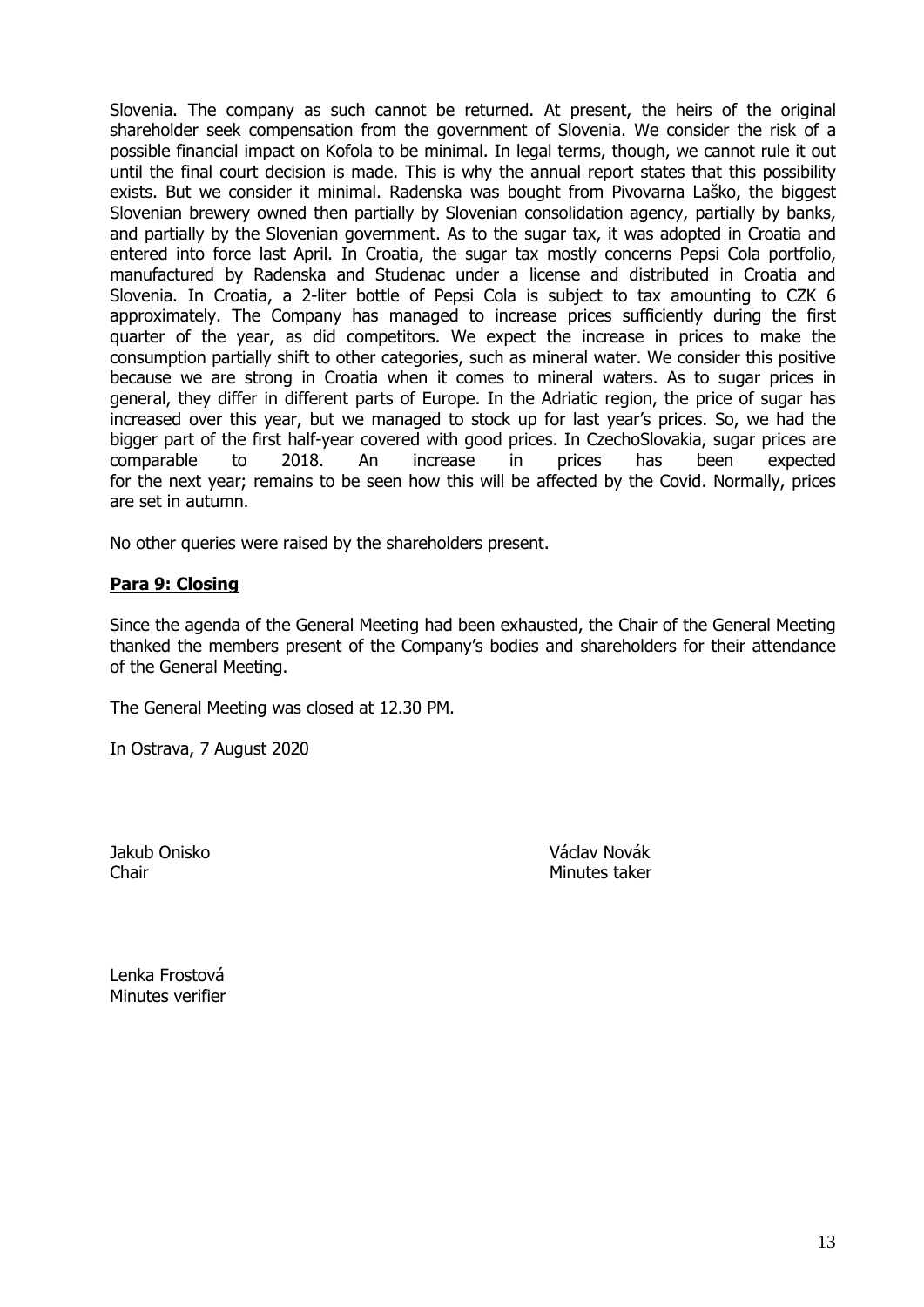Slovenia. The company as such cannot be returned. At present, the heirs of the original shareholder seek compensation from the government of Slovenia. We consider the risk of a possible financial impact on Kofola to be minimal. In legal terms, though, we cannot rule it out until the final court decision is made. This is why the annual report states that this possibility exists. But we consider it minimal. Radenska was bought from Pivovarna Laško, the biggest Slovenian brewery owned then partially by Slovenian consolidation agency, partially by banks, and partially by the Slovenian government. As to the sugar tax, it was adopted in Croatia and entered into force last April. In Croatia, the sugar tax mostly concerns Pepsi Cola portfolio, manufactured by Radenska and Studenac under a license and distributed in Croatia and Slovenia. In Croatia, a 2-liter bottle of Pepsi Cola is subject to tax amounting to CZK 6 approximately. The Company has managed to increase prices sufficiently during the first quarter of the year, as did competitors. We expect the increase in prices to make the consumption partially shift to other categories, such as mineral water. We consider this positive because we are strong in Croatia when it comes to mineral waters. As to sugar prices in general, they differ in different parts of Europe. In the Adriatic region, the price of sugar has increased over this year, but we managed to stock up for last year's prices. So, we had the bigger part of the first half-year covered with good prices. In CzechoSlovakia, sugar prices are comparable to 2018. An increase in prices has been expected for the next year; remains to be seen how this will be affected by the Covid. Normally, prices are set in autumn.

No other queries were raised by the shareholders present.

## Para 9: Closing

Since the agenda of the General Meeting had been exhausted, the Chair of the General Meeting thanked the members present of the Company's bodies and shareholders for their attendance of the General Meeting.

The General Meeting was closed at 12.30 PM.

In Ostrava, 7 August 2020

Jakub Onisko
Chair

Václav Novák
Minutes taker

Lenka Frostová
Minutes verifier